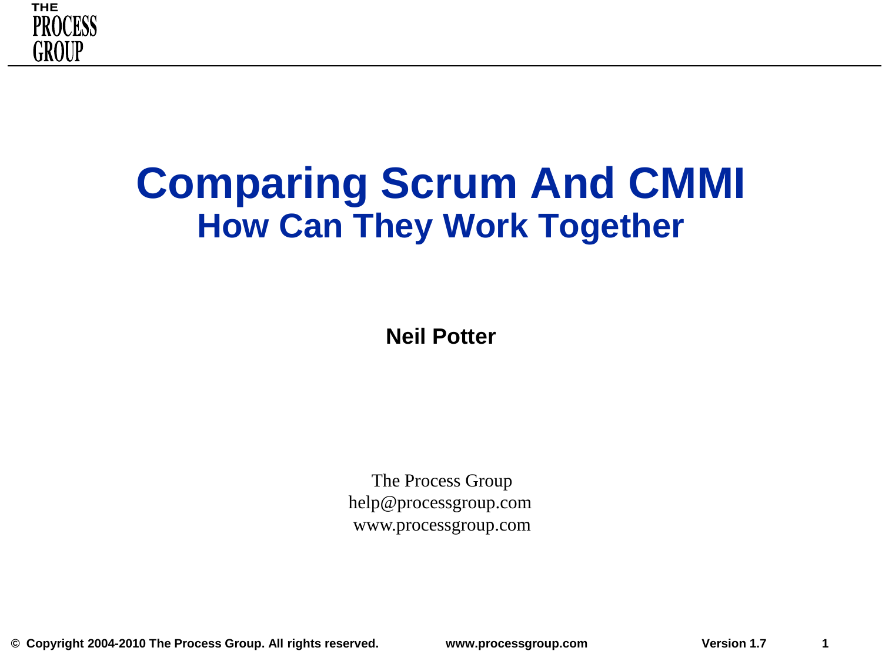# Comparing Scrum And CMMI

## How Can They Work Together

**Neil Potter**

The Process Group
help@processgroup.com
www.processgroup.com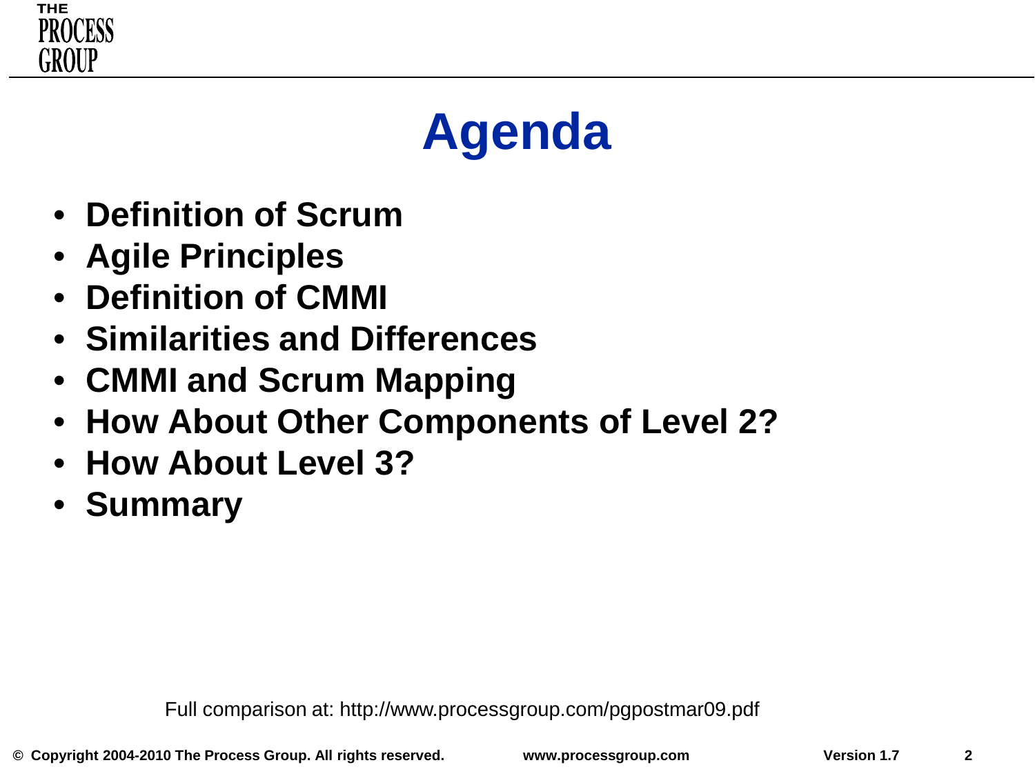# Agenda

- **Definition of Scrum**
- **Agile Principles**
- **Definition of CMMI**
- **Similarities and Differences**
- **CMMI and Scrum Mapping**
- **How About Other Components of Level 2?**
- **How About Level 3?**
- **Summary**

Full comparison at: http://www.processgroup.com/pgpostmar09.pdf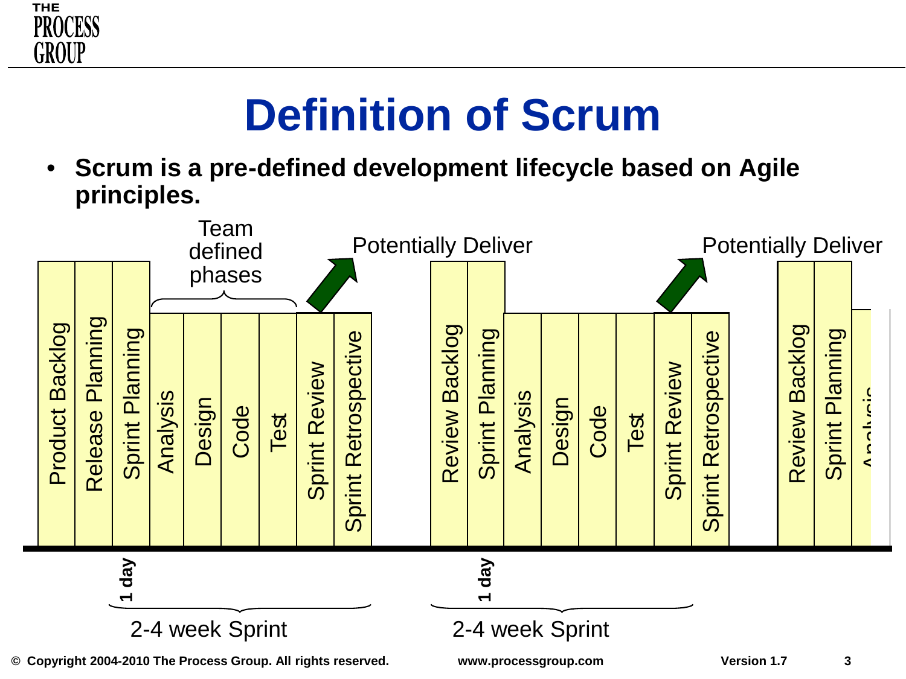# Definition of Scrum

- **Scrum is a pre-defined development lifecycle based on Agile principles.**

Team defined phases

Potentially Deliver

Potentially Deliver

Product Backlog | Release Planning | Sprint Planning | Analysis | Design | Code | Test | Sprint Review | Sprint Retrospective

Review Backlog | Sprint Planning | Analysis | Design | Code | Test | Sprint Review | Sprint Retrospective

Review Backlog | Sprint Planning | Analysis

1 day

2-4 week Sprint

1 day

2-4 week Sprint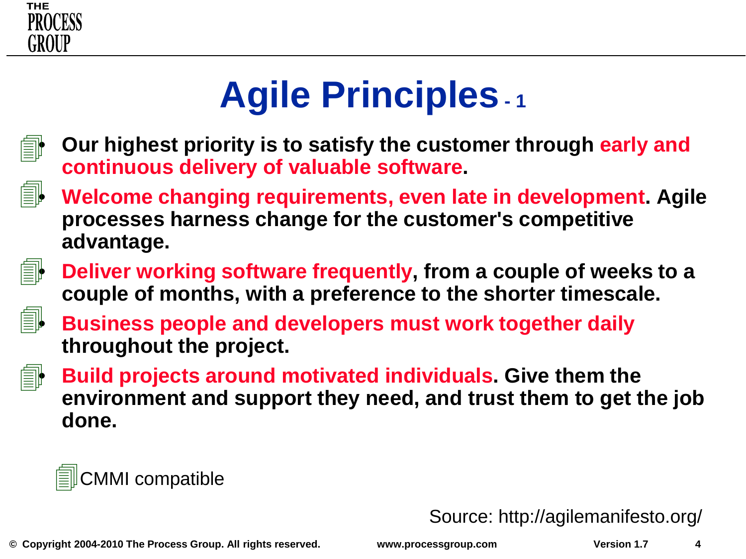# Agile Principles - 1

- Our highest priority is to satisfy the customer through **early and continuous delivery of valuable software**.
- **Welcome changing requirements, even late in development**. Agile processes harness change for the customer's competitive advantage.
- **Deliver working software frequently**, from a couple of weeks to a couple of months, with a preference to the shorter timescale.
- **Business people and developers must work together daily** throughout the project.
- **Build projects around motivated individuals**. Give them the environment and support they need, and trust them to get the job done.

CMMI compatible

Source: http://agilemanifesto.org/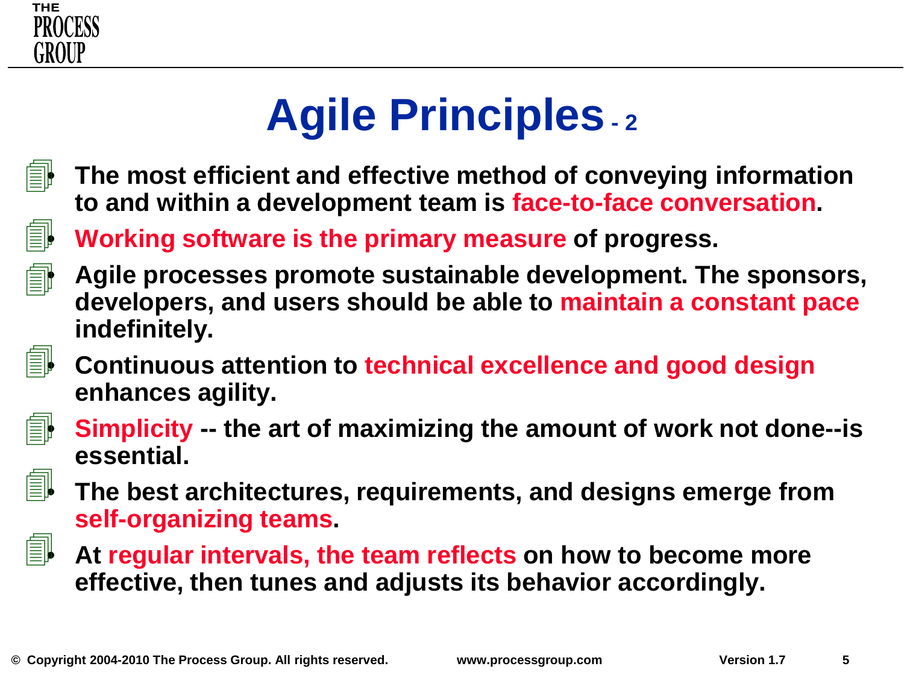# Agile Principles - 2

- The most efficient and effective method of conveying information to and within a development team is **face-to-face conversation**.
- **Working software is the primary measure** of progress.
- Agile processes promote sustainable development. The sponsors, developers, and users should be able to **maintain a constant pace** indefinitely.
- Continuous attention to **technical excellence and good design** enhances agility.
- **Simplicity** -- the art of maximizing the amount of work not done--is essential.
- The best architectures, requirements, and designs emerge from **self-organizing teams**.
- At **regular intervals, the team reflects** on how to become more effective, then tunes and adjusts its behavior accordingly.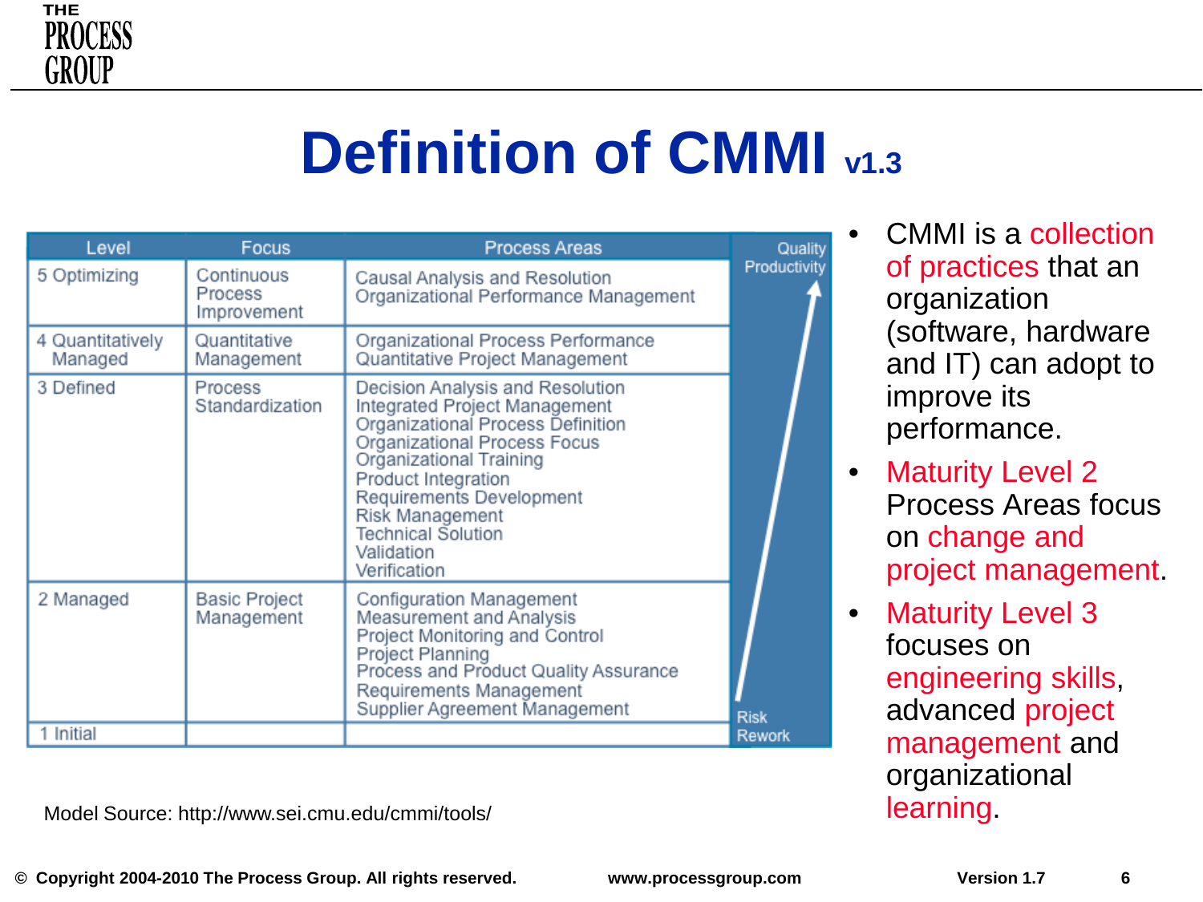# Definition of CMMI v1.3

| Level | Focus | Process Areas | |
|---|---|---|---|
| 5 Optimizing | Continuous Process Improvement | Causal Analysis and Resolution<br>Organizational Performance Management | Quality<br>Productivity |
| 4 Quantitatively Managed | Quantitative Management | Organizational Process Performance<br>Quantitative Project Management | |
| 3 Defined | Process Standardization | Decision Analysis and Resolution<br>Integrated Project Management<br>Organizational Process Definition<br>Organizational Process Focus<br>Organizational Training<br>Product Integration<br>Requirements Development<br>Risk Management<br>Technical Solution<br>Validation<br>Verification | |
| 2 Managed | Basic Project Management | Configuration Management<br>Measurement and Analysis<br>Project Monitoring and Control<br>Project Planning<br>Process and Product Quality Assurance<br>Requirements Management<br>Supplier Agreement Management | |
| 1 Initial | | | Risk<br>Rework |

Model Source: http://www.sei.cmu.edu/cmmi/tools/

- CMMI is a collection of practices that an organization (software, hardware and IT) can adopt to improve its performance.
- Maturity Level 2 Process Areas focus on change and project management.
- Maturity Level 3 focuses on engineering skills, advanced project management and organizational learning.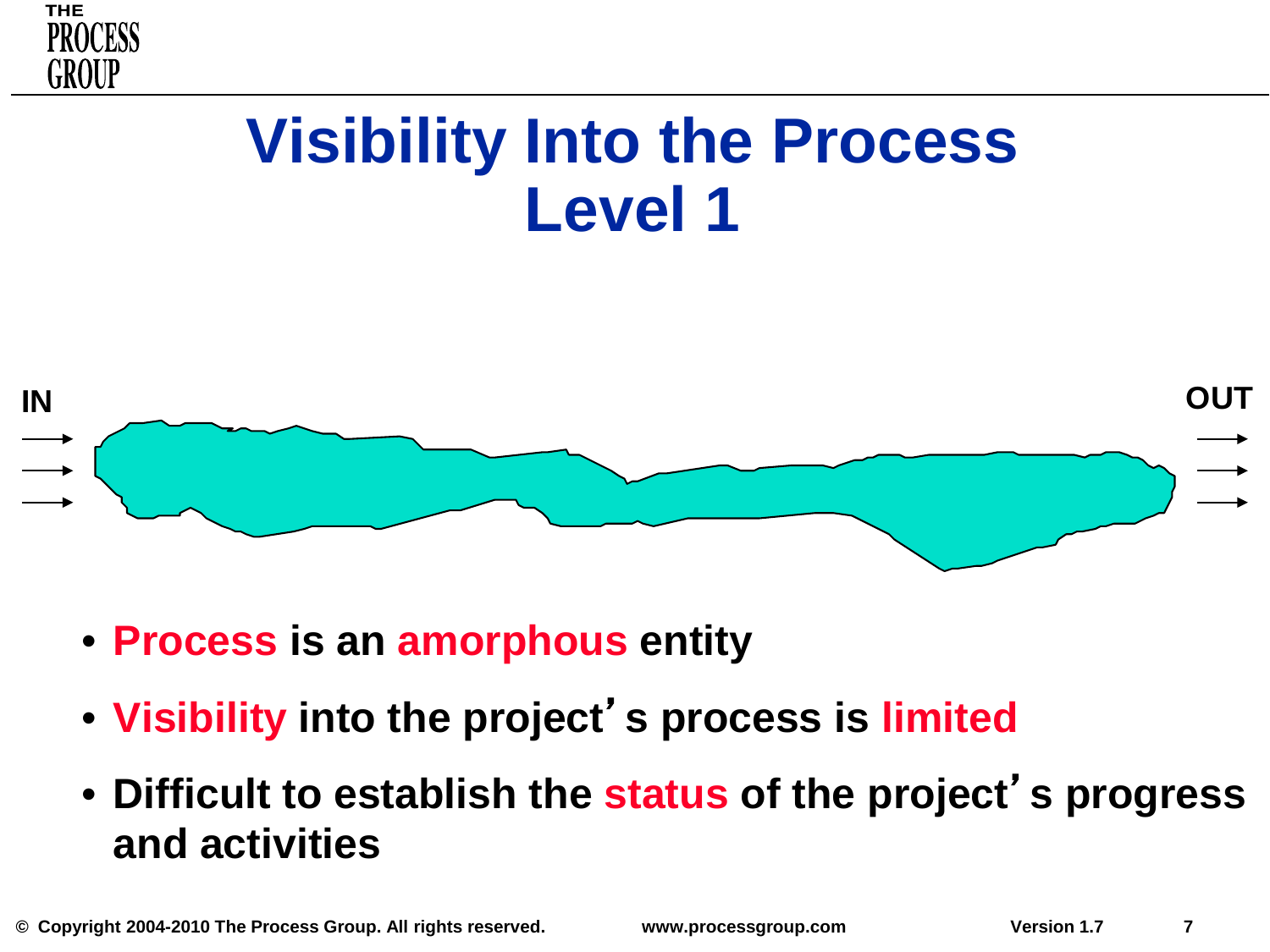# Visibility Into the Process Level 1

IN

OUT

- **Process is an amorphous entity**
- **Visibility into the project's process is limited**
- **Difficult to establish the status of the project's progress and activities**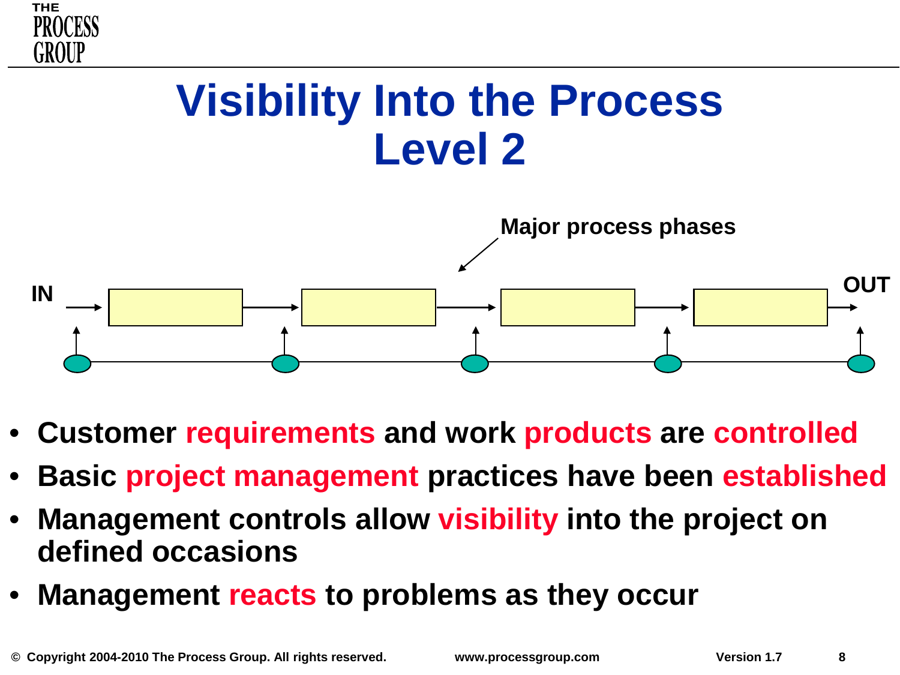# Visibility Into the Process
# Level 2

Major process phases

IN → OUT

- **Customer requirements and work products are controlled**
- **Basic project management practices have been established**
- **Management controls allow visibility into the project on defined occasions**
- **Management reacts to problems as they occur**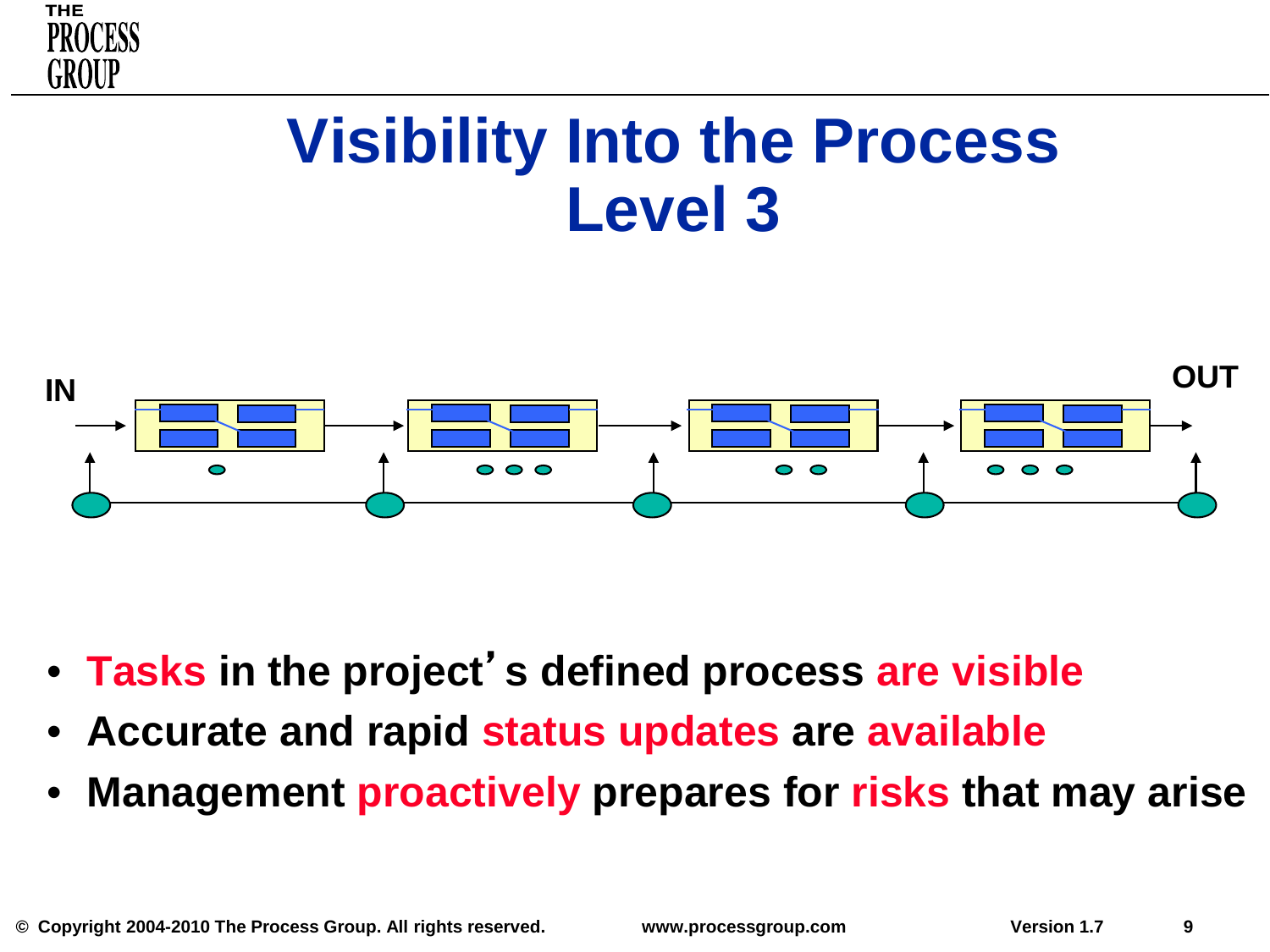# Visibility Into the Process
# Level 3

IN

OUT

- **Tasks in the project's defined process are visible**
- **Accurate and rapid status updates are available**
- **Management proactively prepares for risks that may arise**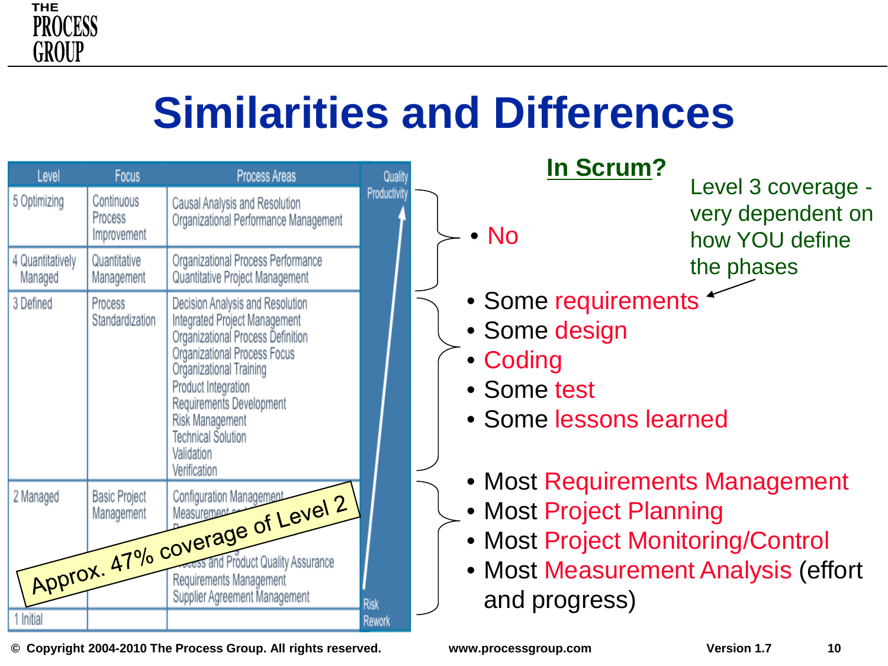# Similarities and Differences

| Level | Focus | Process Areas |
|---|---|---|
| 5 Optimizing | Continuous Process Improvement | Causal Analysis and Resolution<br>Organizational Performance Management |
| 4 Quantitatively Managed | Quantitative Management | Organizational Process Performance<br>Quantitative Project Management |
| 3 Defined | Process Standardization | Decision Analysis and Resolution<br>Integrated Project Management<br>Organizational Process Definition<br>Organizational Process Focus<br>Organizational Training<br>Product Integration<br>Requirements Development<br>Risk Management<br>Technical Solution<br>Validation<br>Verification |
| 2 Managed | Basic Project Management | Configuration Management<br>Measurement and ...<br>...<br>...ocess and Product Quality Assurance<br>Requirements Management<br>Supplier Agreement Management |
| 1 Initial | | |

Quality, Productivity ↑ — Risk, Rework

Approx. 47% coverage of Level 2

## In Scrum?

Levels 5 and 4:

- No

Level 3:

- Some requirements
- Some design
- Coding
- Some test
- Some lessons learned

Level 3 coverage - very dependent on how YOU define the phases

Level 2:

- Most Requirements Management
- Most Project Planning
- Most Project Monitoring/Control
- Most Measurement Analysis (effort and progress)

© Copyright 2004-2010 The Process Group. All rights reserved. www.processgroup.com Version 1.7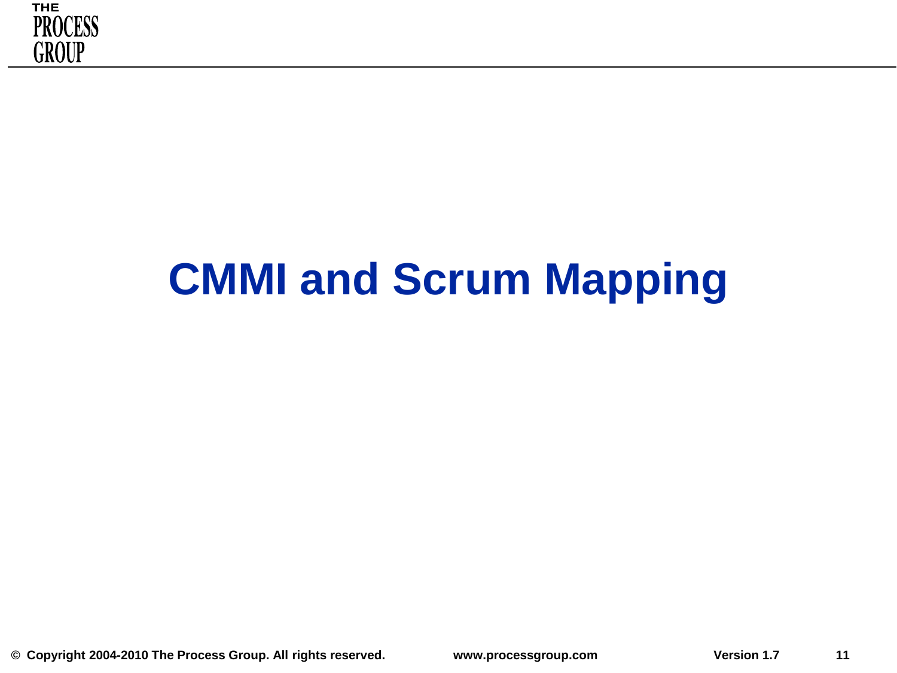# CMMI and Scrum Mapping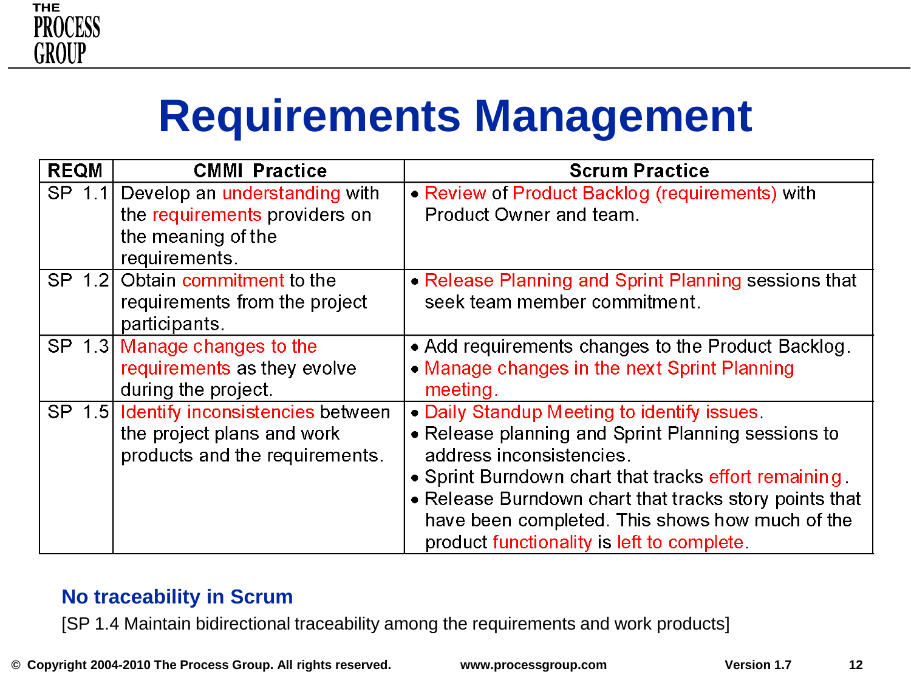# Requirements Management

| REQM | CMMI Practice | Scrum Practice |
|---|---|---|
| SP 1.1 | Develop an understanding with the requirements providers on the meaning of the requirements. | • Review of Product Backlog (requirements) with Product Owner and team. |
| SP 1.2 | Obtain commitment to the requirements from the project participants. | • Release Planning and Sprint Planning sessions that seek team member commitment. |
| SP 1.3 | Manage changes to the requirements as they evolve during the project. | • Add requirements changes to the Product Backlog.<br>• Manage changes in the next Sprint Planning meeting. |
| SP 1.5 | Identify inconsistencies between the project plans and work products and the requirements. | • Daily Standup Meeting to identify issues.<br>• Release planning and Sprint Planning sessions to address inconsistencies.<br>• Sprint Burndown chart that tracks effort remaining.<br>• Release Burndown chart that tracks story points that have been completed. This shows how much of the product functionality is left to complete. |

## No traceability in Scrum

[SP 1.4 Maintain bidirectional traceability among the requirements and work products]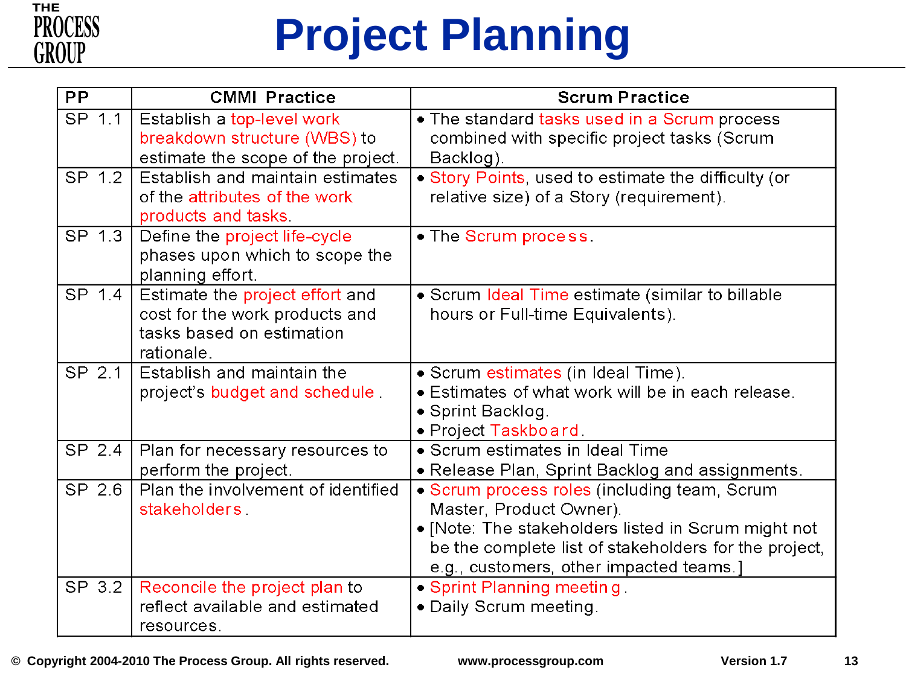# Project Planning

| PP | CMMI Practice | Scrum Practice |
|---|---|---|
| SP 1.1 | Establish a top-level work breakdown structure (WBS) to estimate the scope of the project. | • The standard tasks used in a Scrum process combined with specific project tasks (Scrum Backlog). |
| SP 1.2 | Establish and maintain estimates of the attributes of the work products and tasks. | • Story Points, used to estimate the difficulty (or relative size) of a Story (requirement). |
| SP 1.3 | Define the project life-cycle phases upon which to scope the planning effort. | • The Scrum process. |
| SP 1.4 | Estimate the project effort and cost for the work products and tasks based on estimation rationale. | • Scrum Ideal Time estimate (similar to billable hours or Full-time Equivalents). |
| SP 2.1 | Establish and maintain the project's budget and schedule. | • Scrum estimates (in Ideal Time).<br>• Estimates of what work will be in each release.<br>• Sprint Backlog.<br>• Project Taskboard. |
| SP 2.4 | Plan for necessary resources to perform the project. | • Scrum estimates in Ideal Time<br>• Release Plan, Sprint Backlog and assignments. |
| SP 2.6 | Plan the involvement of identified stakeholders. | • Scrum process roles (including team, Scrum Master, Product Owner).<br>• [Note: The stakeholders listed in Scrum might not be the complete list of stakeholders for the project, e.g., customers, other impacted teams.] |
| SP 3.2 | Reconcile the project plan to reflect available and estimated resources. | • Sprint Planning meeting.<br>• Daily Scrum meeting. |

© Copyright 2004-2010 The Process Group. All rights reserved. www.processgroup.com Version 1.7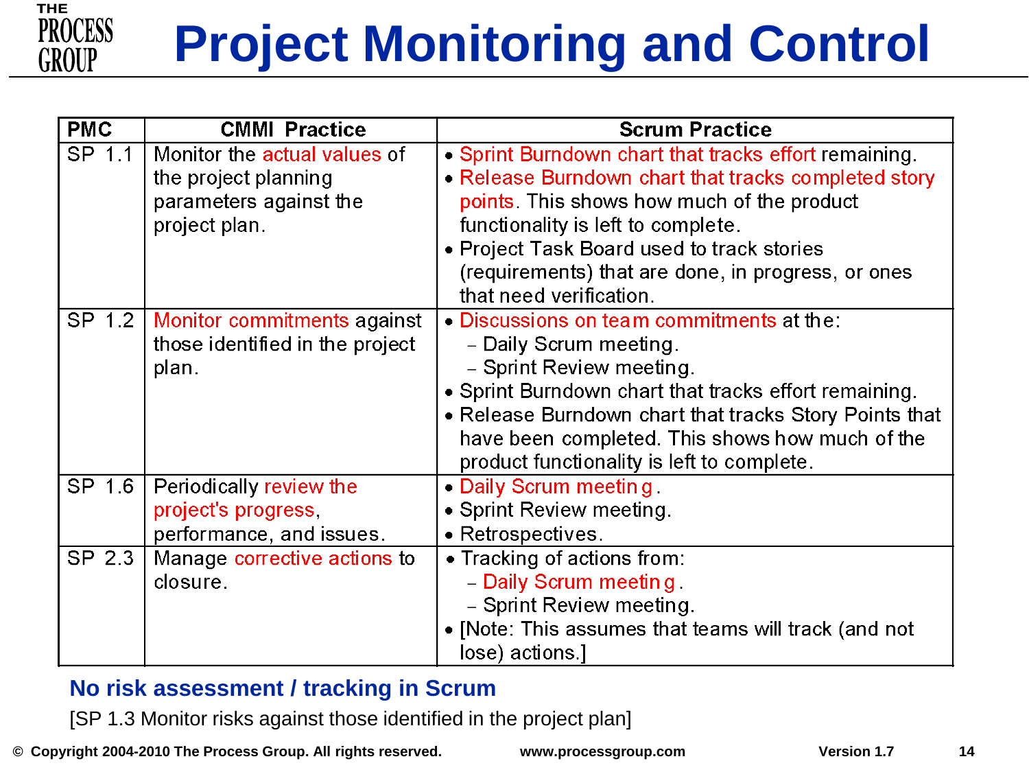# Project Monitoring and Control

| PMC | CMMI Practice | Scrum Practice |
|---|---|---|
| SP 1.1 | Monitor the actual values of the project planning parameters against the project plan. | • Sprint Burndown chart that tracks effort remaining.<br>• Release Burndown chart that tracks completed story points. This shows how much of the product functionality is left to complete.<br>• Project Task Board used to track stories (requirements) that are done, in progress, or ones that need verification. |
| SP 1.2 | Monitor commitments against those identified in the project plan. | • Discussions on team commitments at the:<br>– Daily Scrum meeting.<br>– Sprint Review meeting.<br>• Sprint Burndown chart that tracks effort remaining.<br>• Release Burndown chart that tracks Story Points that have been completed. This shows how much of the product functionality is left to complete. |
| SP 1.6 | Periodically review the project's progress, performance, and issues. | • Daily Scrum meeting.<br>• Sprint Review meeting.<br>• Retrospectives. |
| SP 2.3 | Manage corrective actions to closure. | • Tracking of actions from:<br>– Daily Scrum meeting.<br>– Sprint Review meeting.<br>• [Note: This assumes that teams will track (and not lose) actions.] |

**No risk assessment / tracking in Scrum**

[SP 1.3 Monitor risks against those identified in the project plan]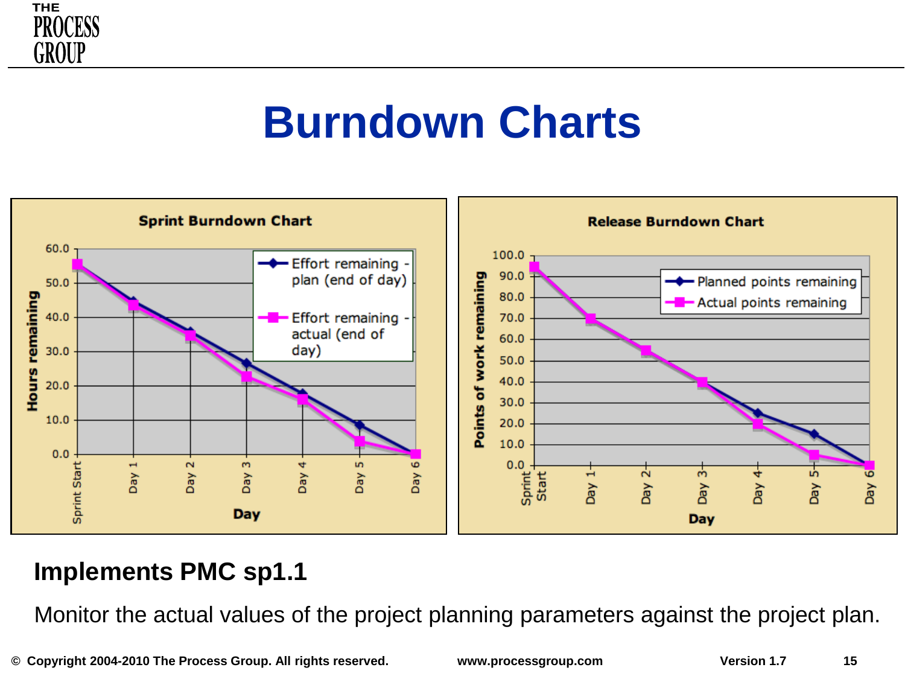# Burndown Charts

**Sprint Burndown Chart**

Hours remaining (0.0–60.0) by Day (Sprint Start, Day 1–Day 6)

- Effort remaining - plan (end of day)
- Effort remaining - actual (end of day)

**Release Burndown Chart**

Points of work remaining (0.0–100.0) by Day (Sprint Start, Day 1–Day 6)

- Planned points remaining
- Actual points remaining

## Implements PMC sp1.1

Monitor the actual values of the project planning parameters against the project plan.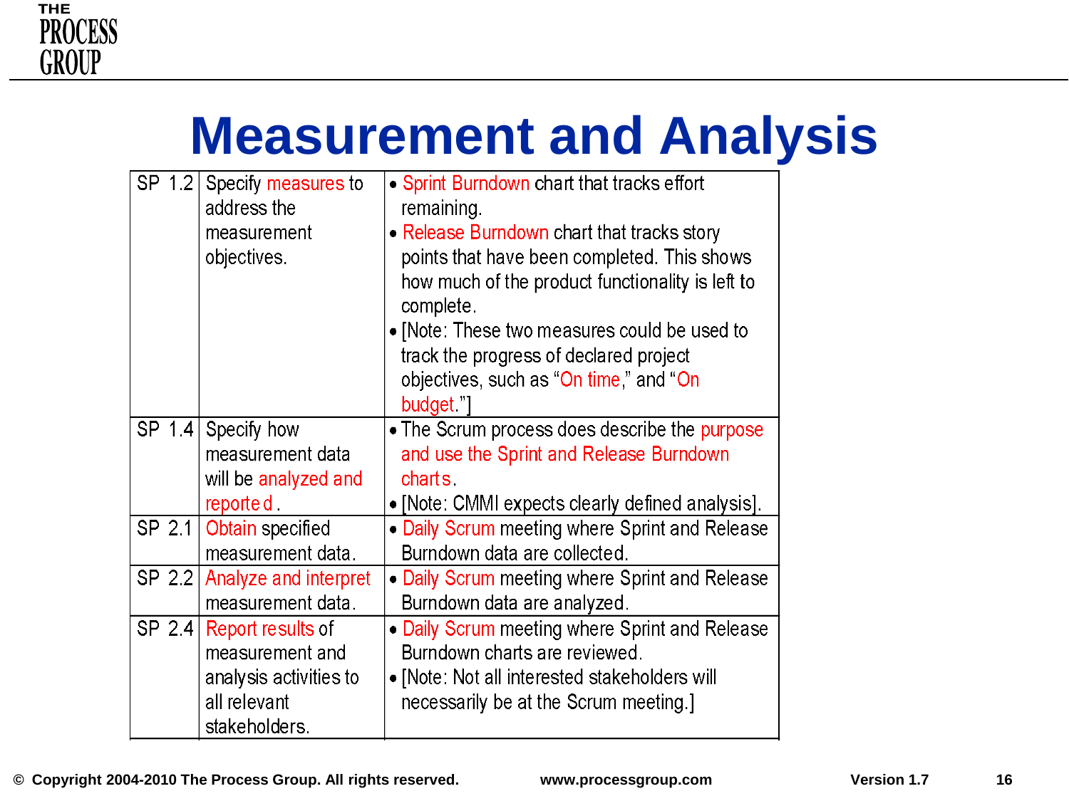# Measurement and Analysis

| | | |
|---|---|---|
| SP 1.2 | Specify measures to address the measurement objectives. | • Sprint Burndown chart that tracks effort remaining.<br>• Release Burndown chart that tracks story points that have been completed. This shows how much of the product functionality is left to complete.<br>• [Note: These two measures could be used to track the progress of declared project objectives, such as "On time," and "On budget."] |
| SP 1.4 | Specify how measurement data will be analyzed and reported. | • The Scrum process does describe the purpose and use the Sprint and Release Burndown charts.<br>• [Note: CMMI expects clearly defined analysis]. |
| SP 2.1 | Obtain specified measurement data. | • Daily Scrum meeting where Sprint and Release Burndown data are collected. |
| SP 2.2 | Analyze and interpret measurement data. | • Daily Scrum meeting where Sprint and Release Burndown data are analyzed. |
| SP 2.4 | Report results of measurement and analysis activities to all relevant stakeholders. | • Daily Scrum meeting where Sprint and Release Burndown charts are reviewed.<br>• [Note: Not all interested stakeholders will necessarily be at the Scrum meeting.] |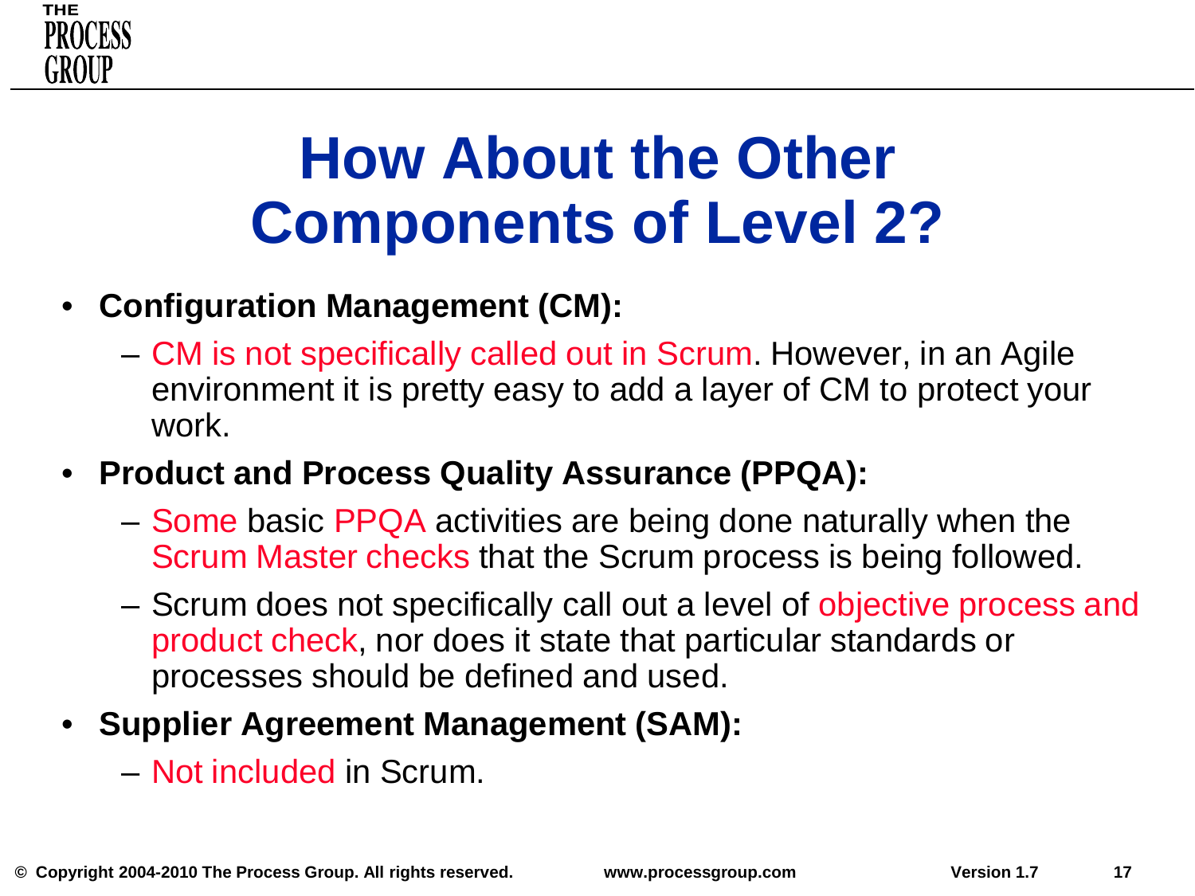# How About the Other Components of Level 2?

- **Configuration Management (CM):**
  - CM is not specifically called out in Scrum. However, in an Agile environment it is pretty easy to add a layer of CM to protect your work.
- **Product and Process Quality Assurance (PPQA):**
  - Some basic PPQA activities are being done naturally when the Scrum Master checks that the Scrum process is being followed.
  - Scrum does not specifically call out a level of objective process and product check, nor does it state that particular standards or processes should be defined and used.
- **Supplier Agreement Management (SAM):**
  - Not included in Scrum.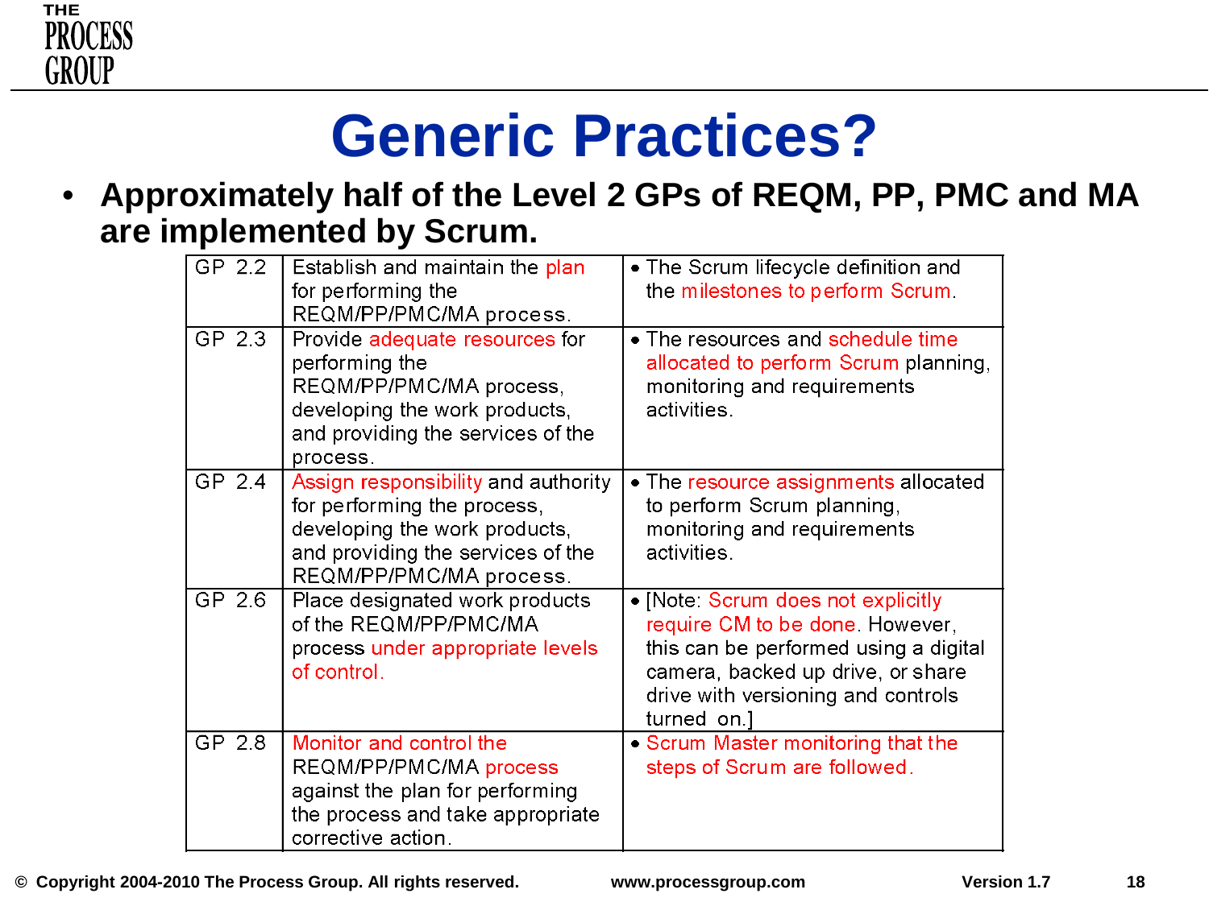# Generic Practices?

- **Approximately half of the Level 2 GPs of REQM, PP, PMC and MA are implemented by Scrum.**

| | | |
|---|---|---|
| GP 2.2 | Establish and maintain the plan for performing the REQM/PP/PMC/MA process. | • The Scrum lifecycle definition and the milestones to perform Scrum. |
| GP 2.3 | Provide adequate resources for performing the REQM/PP/PMC/MA process, developing the work products, and providing the services of the process. | • The resources and schedule time allocated to perform Scrum planning, monitoring and requirements activities. |
| GP 2.4 | Assign responsibility and authority for performing the process, developing the work products, and providing the services of the REQM/PP/PMC/MA process. | • The resource assignments allocated to perform Scrum planning, monitoring and requirements activities. |
| GP 2.6 | Place designated work products of the REQM/PP/PMC/MA process under appropriate levels of control. | • [Note: Scrum does not explicitly require CM to be done. However, this can be performed using a digital camera, backed up drive, or share drive with versioning and controls turned on.] |
| GP 2.8 | Monitor and control the REQM/PP/PMC/MA process against the plan for performing the process and take appropriate corrective action. | • Scrum Master monitoring that the steps of Scrum are followed. |

© Copyright 2004-2010 The Process Group. All rights reserved. www.processgroup.com Version 1.7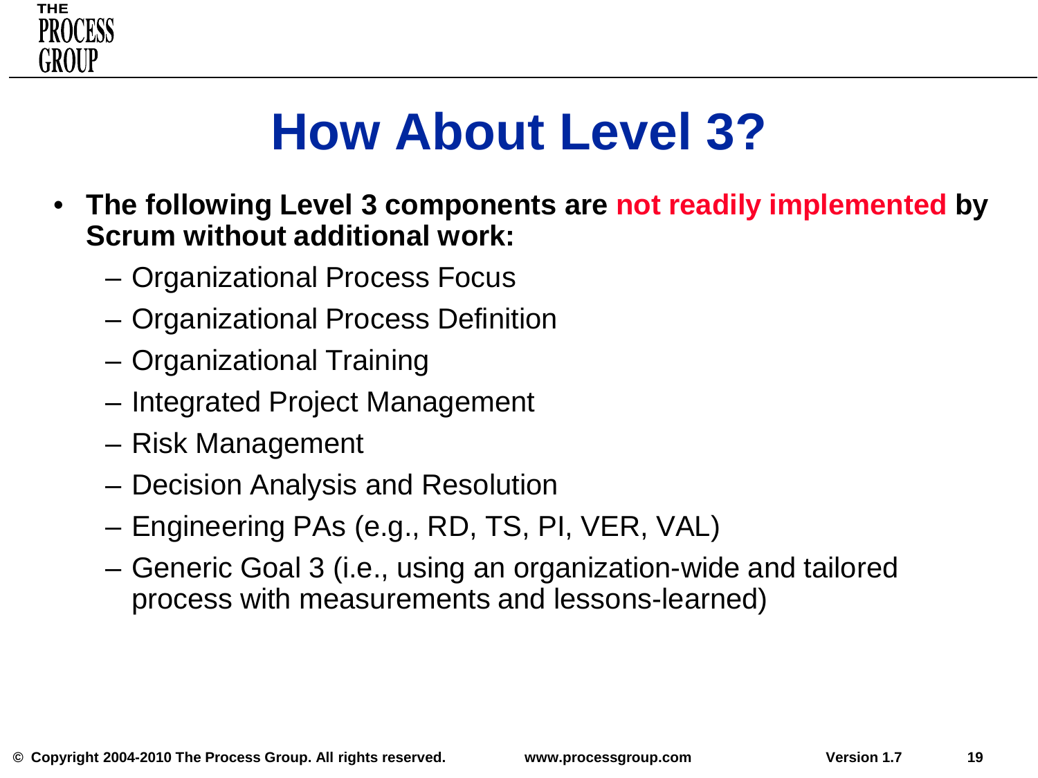# How About Level 3?

- **The following Level 3 components are not readily implemented by Scrum without additional work:**
  - Organizational Process Focus
  - Organizational Process Definition
  - Organizational Training
  - Integrated Project Management
  - Risk Management
  - Decision Analysis and Resolution
  - Engineering PAs (e.g., RD, TS, PI, VER, VAL)
  - Generic Goal 3 (i.e., using an organization-wide and tailored process with measurements and lessons-learned)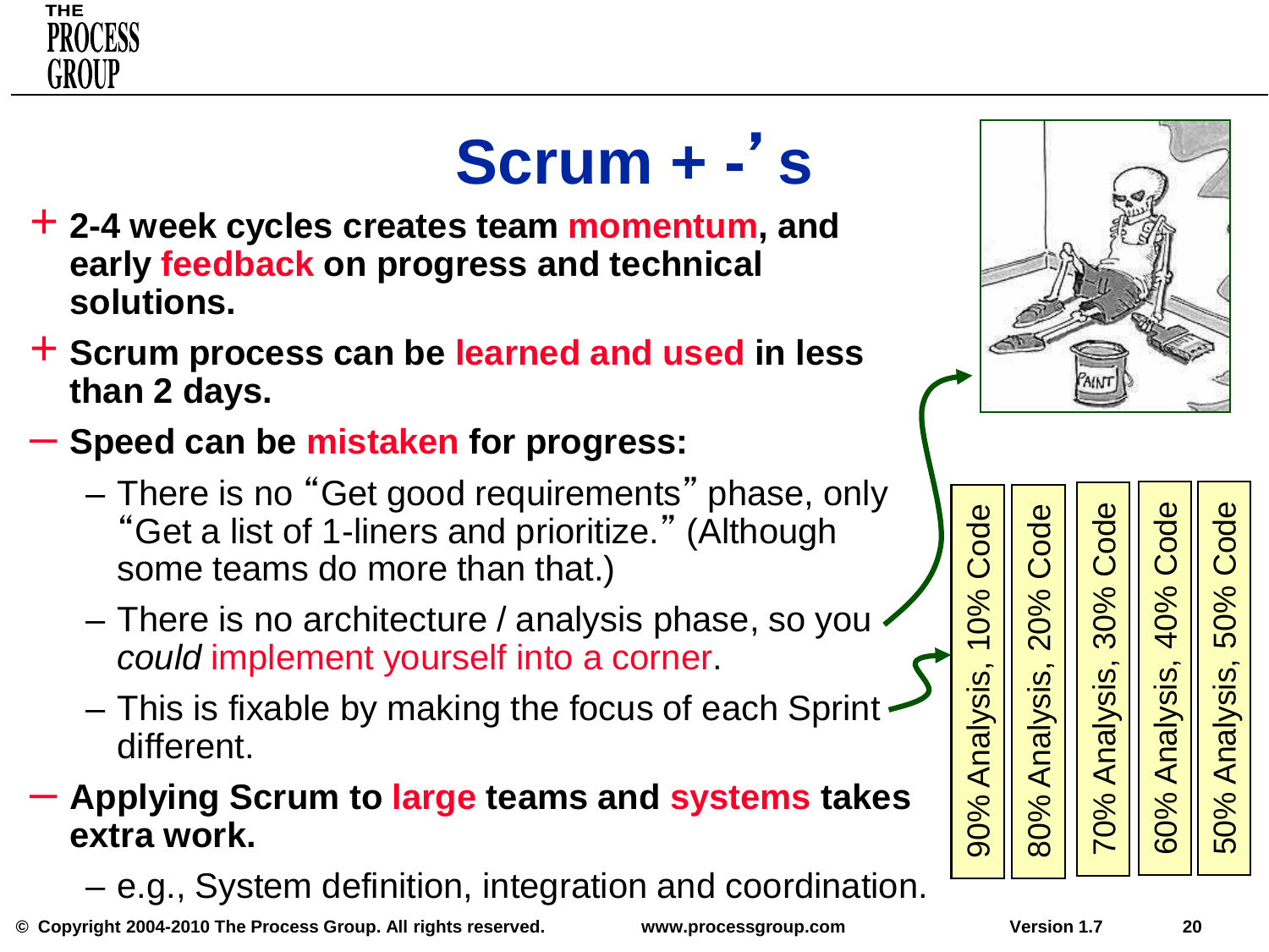# Scrum + -'s

+ **2-4 week cycles creates team momentum, and early feedback on progress and technical solutions.**
+ **Scrum process can be learned and used in less than 2 days.**
- **Speed can be mistaken for progress:**
  - There is no "Get good requirements" phase, only "Get a list of 1-liners and prioritize." (Although some teams do more than that.)
  - There is no architecture / analysis phase, so you *could* implement yourself into a corner.
  - This is fixable by making the focus of each Sprint different.
- **Applying Scrum to large teams and systems takes extra work.**
  - e.g., System definition, integration and coordination.

90% Analysis, 10% Code

80% Analysis, 20% Code

70% Analysis, 30% Code

60% Analysis, 40% Code

50% Analysis, 50% Code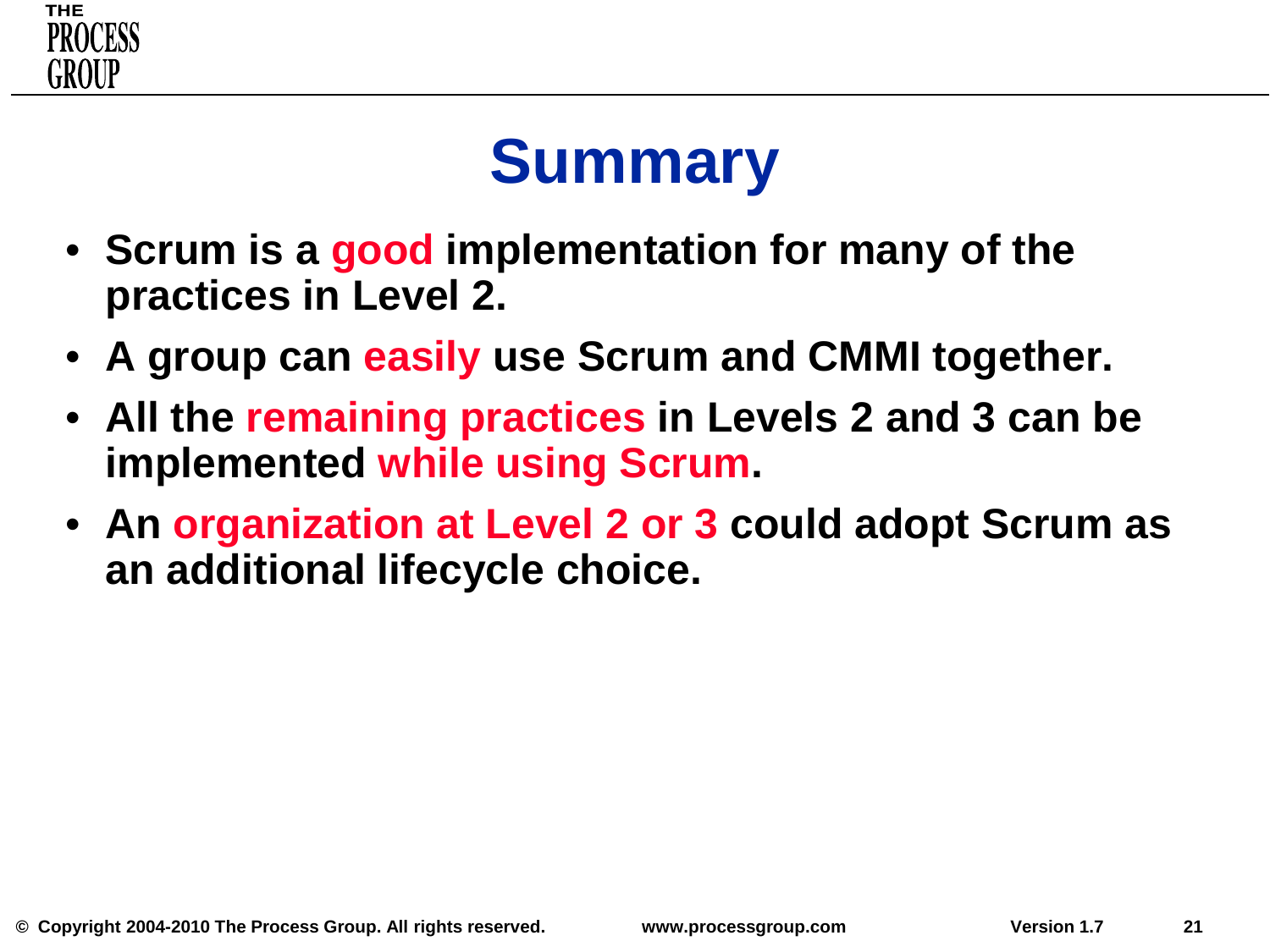# Summary

- Scrum is a good implementation for many of the practices in Level 2.
- A group can easily use Scrum and CMMI together.
- All the remaining practices in Levels 2 and 3 can be implemented while using Scrum.
- An organization at Level 2 or 3 could adopt Scrum as an additional lifecycle choice.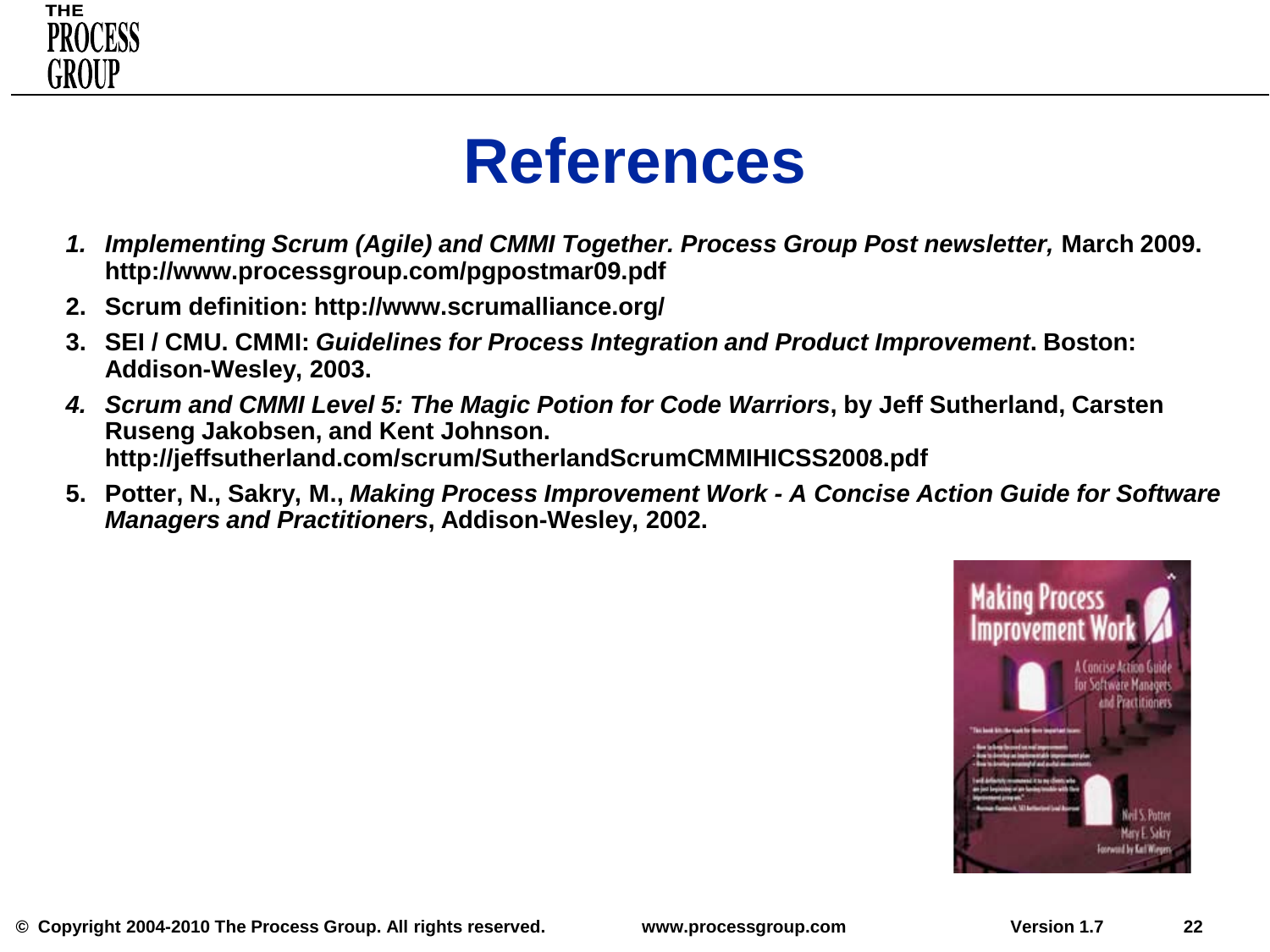# References

1. *Implementing Scrum (Agile) and CMMI Together. Process Group Post newsletter,* **March 2009. http://www.processgroup.com/pgpostmar09.pdf**
2. **Scrum definition: http://www.scrumalliance.org/**
3. **SEI / CMU. CMMI:** ***Guidelines for Process Integration and Product Improvement*****. Boston: Addison-Wesley, 2003.**
4. ***Scrum and CMMI Level 5: The Magic Potion for Code Warriors*****, by Jeff Sutherland, Carsten Ruseng Jakobsen, and Kent Johnson. http://jeffsutherland.com/scrum/SutherlandScrumCMMIHICSS2008.pdf**
5. **Potter, N., Sakry, M.,** ***Making Process Improvement Work - A Concise Action Guide for Software Managers and Practitioners*****, Addison-Wesley, 2002.**